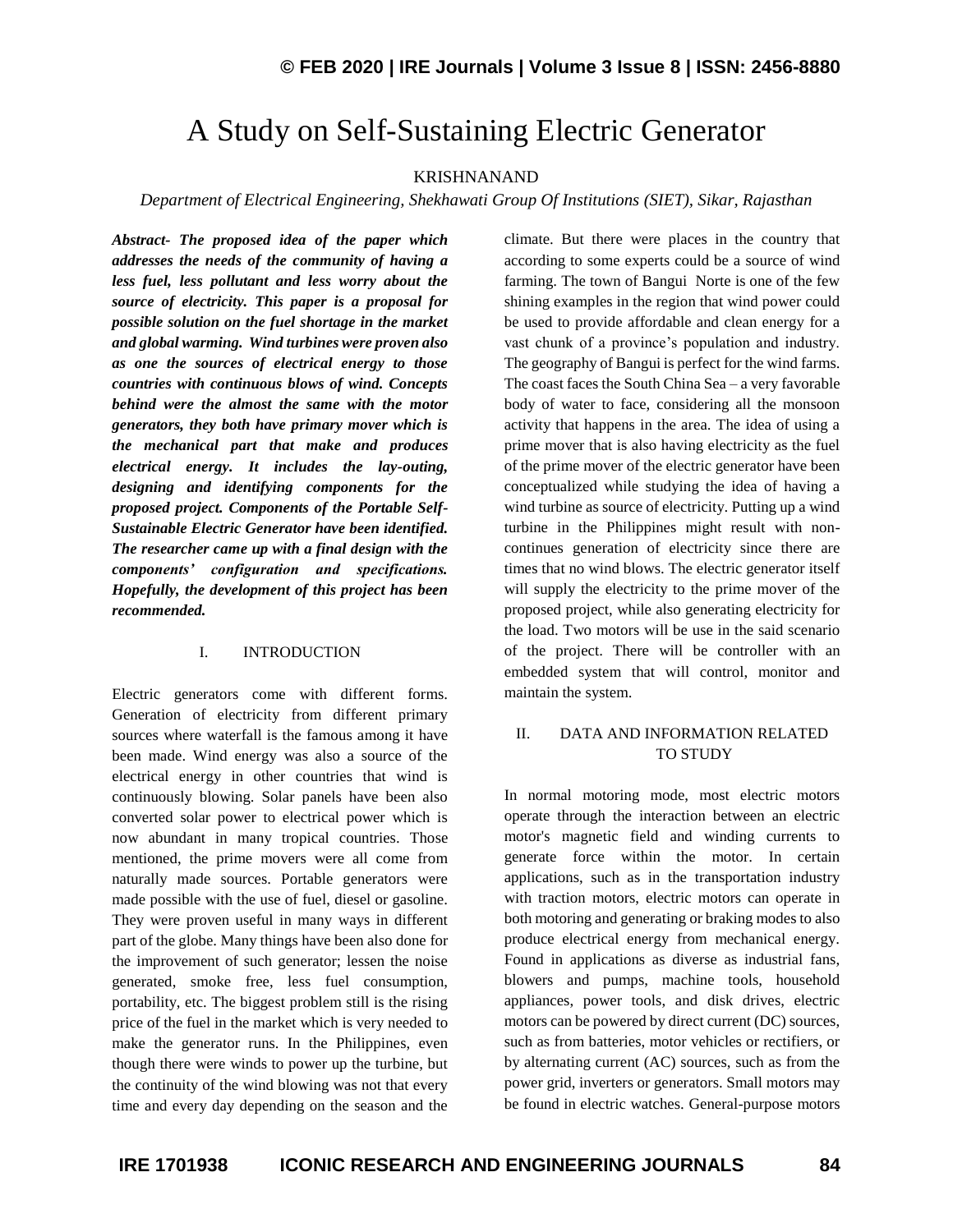# A Study on Self-Sustaining Electric Generator

KRISHNANAND

*Department of Electrical Engineering, Shekhawati Group Of Institutions (SIET), Sikar, Rajasthan*

***Abstract-** The proposed idea of the paper which addresses the needs of the community of having a less fuel, less pollutant and less worry about the source of electricity. This paper is a proposal for possible solution on the fuel shortage in the market and global warming. Wind turbines were proven also as one the sources of electrical energy to those countries with continuous blows of wind. Concepts behind were the almost the same with the motor generators, they both have primary mover which is the mechanical part that make and produces electrical energy. It includes the lay-outing, designing and identifying components for the proposed project. Components of the Portable Self-Sustainable Electric Generator have been identified. The researcher came up with a final design with the components' configuration and specifications. Hopefully, the development of this project has been recommended.*

## I. INTRODUCTION

Electric generators come with different forms. Generation of electricity from different primary sources where waterfall is the famous among it have been made. Wind energy was also a source of the electrical energy in other countries that wind is continuously blowing. Solar panels have been also converted solar power to electrical power which is now abundant in many tropical countries. Those mentioned, the prime movers were all come from naturally made sources. Portable generators were made possible with the use of fuel, diesel or gasoline. They were proven useful in many ways in different part of the globe. Many things have been also done for the improvement of such generator; lessen the noise generated, smoke free, less fuel consumption, portability, etc. The biggest problem still is the rising price of the fuel in the market which is very needed to make the generator runs. In the Philippines, even though there were winds to power up the turbine, but the continuity of the wind blowing was not that every time and every day depending on the season and the climate. But there were places in the country that according to some experts could be a source of wind farming. The town of Bangui Norte is one of the few shining examples in the region that wind power could be used to provide affordable and clean energy for a vast chunk of a province's population and industry. The geography of Bangui is perfect for the wind farms. The coast faces the South China Sea – a very favorable body of water to face, considering all the monsoon activity that happens in the area. The idea of using a prime mover that is also having electricity as the fuel of the prime mover of the electric generator have been conceptualized while studying the idea of having a wind turbine as source of electricity. Putting up a wind turbine in the Philippines might result with non-continues generation of electricity since there are times that no wind blows. The electric generator itself will supply the electricity to the prime mover of the proposed project, while also generating electricity for the load. Two motors will be use in the said scenario of the project. There will be controller with an embedded system that will control, monitor and maintain the system.

## II. DATA AND INFORMATION RELATED TO STUDY

In normal motoring mode, most electric motors operate through the interaction between an electric motor's magnetic field and winding currents to generate force within the motor. In certain applications, such as in the transportation industry with traction motors, electric motors can operate in both motoring and generating or braking modes to also produce electrical energy from mechanical energy. Found in applications as diverse as industrial fans, blowers and pumps, machine tools, household appliances, power tools, and disk drives, electric motors can be powered by direct current (DC) sources, such as from batteries, motor vehicles or rectifiers, or by alternating current (AC) sources, such as from the power grid, inverters or generators. Small motors may be found in electric watches. General-purpose motors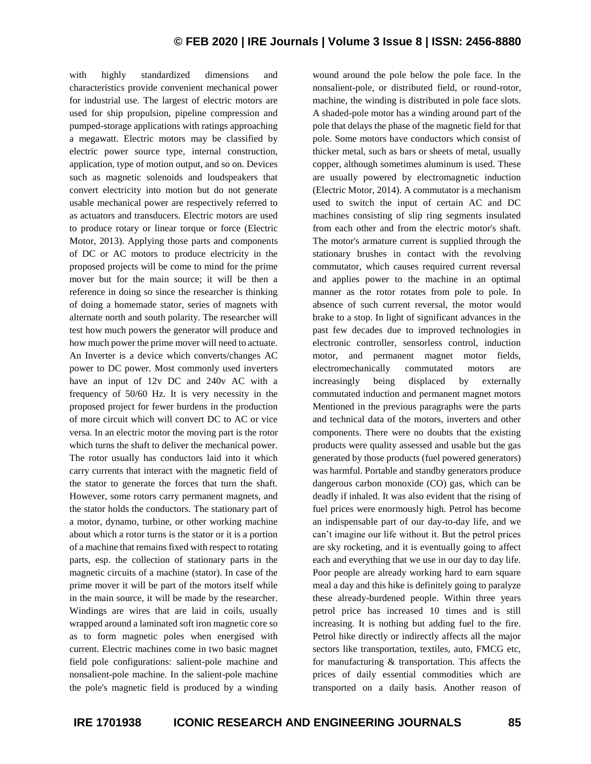with highly standardized dimensions and characteristics provide convenient mechanical power for industrial use. The largest of electric motors are used for ship propulsion, pipeline compression and pumped-storage applications with ratings approaching a megawatt. Electric motors may be classified by electric power source type, internal construction, application, type of motion output, and so on. Devices such as magnetic solenoids and loudspeakers that convert electricity into motion but do not generate usable mechanical power are respectively referred to as actuators and transducers. Electric motors are used to produce rotary or linear torque or force (Electric Motor, 2013). Applying those parts and components of DC or AC motors to produce electricity in the proposed projects will be come to mind for the prime mover but for the main source; it will be then a reference in doing so since the researcher is thinking of doing a homemade stator, series of magnets with alternate north and south polarity. The researcher will test how much powers the generator will produce and how much power the prime mover will need to actuate. An Inverter is a device which converts/changes AC power to DC power. Most commonly used inverters have an input of 12v DC and 240v AC with a frequency of 50/60 Hz. It is very necessity in the proposed project for fewer burdens in the production of more circuit which will convert DC to AC or vice versa. In an electric motor the moving part is the rotor which turns the shaft to deliver the mechanical power. The rotor usually has conductors laid into it which carry currents that interact with the magnetic field of the stator to generate the forces that turn the shaft. However, some rotors carry permanent magnets, and the stator holds the conductors. The stationary part of a motor, dynamo, turbine, or other working machine about which a rotor turns is the stator or it is a portion of a machine that remains fixed with respect to rotating parts, esp. the collection of stationary parts in the magnetic circuits of a machine (stator). In case of the prime mover it will be part of the motors itself while in the main source, it will be made by the researcher. Windings are wires that are laid in coils, usually wrapped around a laminated soft iron magnetic core so as to form magnetic poles when energised with current. Electric machines come in two basic magnet field pole configurations: salient-pole machine and nonsalient-pole machine. In the salient-pole machine the pole's magnetic field is produced by a winding wound around the pole below the pole face. In the nonsalient-pole, or distributed field, or round-rotor, machine, the winding is distributed in pole face slots. A shaded-pole motor has a winding around part of the pole that delays the phase of the magnetic field for that pole. Some motors have conductors which consist of thicker metal, such as bars or sheets of metal, usually copper, although sometimes aluminum is used. These are usually powered by electromagnetic induction (Electric Motor, 2014). A commutator is a mechanism used to switch the input of certain AC and DC machines consisting of slip ring segments insulated from each other and from the electric motor's shaft. The motor's armature current is supplied through the stationary brushes in contact with the revolving commutator, which causes required current reversal and applies power to the machine in an optimal manner as the rotor rotates from pole to pole. In absence of such current reversal, the motor would brake to a stop. In light of significant advances in the past few decades due to improved technologies in electronic controller, sensorless control, induction motor, and permanent magnet motor fields, electromechanically commutated motors are increasingly being displaced by externally commutated induction and permanent magnet motors Mentioned in the previous paragraphs were the parts and technical data of the motors, inverters and other components. There were no doubts that the existing products were quality assessed and usable but the gas generated by those products (fuel powered generators) was harmful. Portable and standby generators produce dangerous carbon monoxide (CO) gas, which can be deadly if inhaled. It was also evident that the rising of fuel prices were enormously high. Petrol has become an indispensable part of our day-to-day life, and we can't imagine our life without it. But the petrol prices are sky rocketing, and it is eventually going to affect each and everything that we use in our day to day life. Poor people are already working hard to earn square meal a day and this hike is definitely going to paralyze these already-burdened people. Within three years petrol price has increased 10 times and is still increasing. It is nothing but adding fuel to the fire. Petrol hike directly or indirectly affects all the major sectors like transportation, textiles, auto, FMCG etc, for manufacturing & transportation. This affects the prices of daily essential commodities which are transported on a daily basis. Another reason of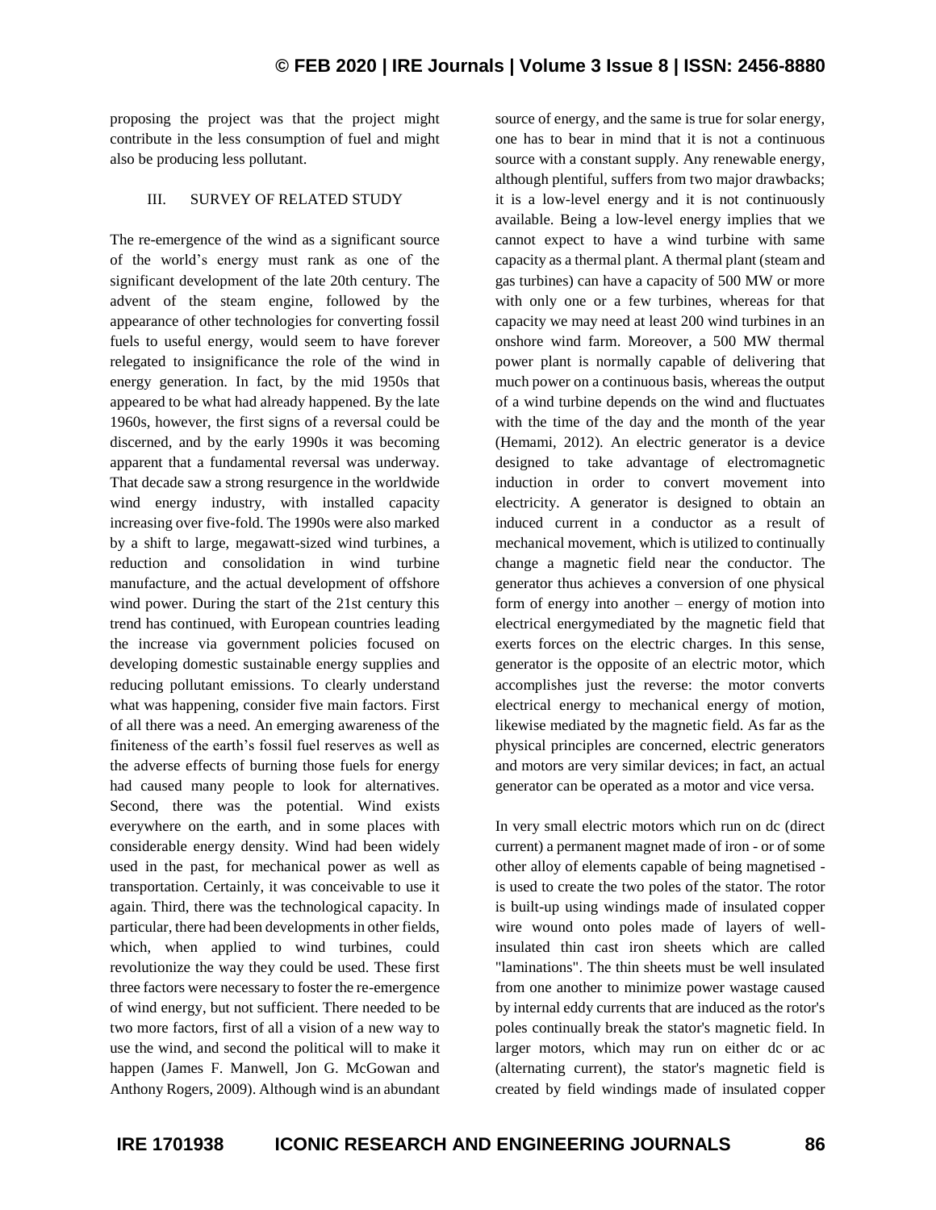proposing the project was that the project might contribute in the less consumption of fuel and might also be producing less pollutant.

## III. SURVEY OF RELATED STUDY

The re-emergence of the wind as a significant source of the world's energy must rank as one of the significant development of the late 20th century. The advent of the steam engine, followed by the appearance of other technologies for converting fossil fuels to useful energy, would seem to have forever relegated to insignificance the role of the wind in energy generation. In fact, by the mid 1950s that appeared to be what had already happened. By the late 1960s, however, the first signs of a reversal could be discerned, and by the early 1990s it was becoming apparent that a fundamental reversal was underway. That decade saw a strong resurgence in the worldwide wind energy industry, with installed capacity increasing over five-fold. The 1990s were also marked by a shift to large, megawatt-sized wind turbines, a reduction and consolidation in wind turbine manufacture, and the actual development of offshore wind power. During the start of the 21st century this trend has continued, with European countries leading the increase via government policies focused on developing domestic sustainable energy supplies and reducing pollutant emissions. To clearly understand what was happening, consider five main factors. First of all there was a need. An emerging awareness of the finiteness of the earth's fossil fuel reserves as well as the adverse effects of burning those fuels for energy had caused many people to look for alternatives. Second, there was the potential. Wind exists everywhere on the earth, and in some places with considerable energy density. Wind had been widely used in the past, for mechanical power as well as transportation. Certainly, it was conceivable to use it again. Third, there was the technological capacity. In particular, there had been developments in other fields, which, when applied to wind turbines, could revolutionize the way they could be used. These first three factors were necessary to foster the re-emergence of wind energy, but not sufficient. There needed to be two more factors, first of all a vision of a new way to use the wind, and second the political will to make it happen (James F. Manwell, Jon G. McGowan and Anthony Rogers, 2009). Although wind is an abundant source of energy, and the same is true for solar energy, one has to bear in mind that it is not a continuous source with a constant supply. Any renewable energy, although plentiful, suffers from two major drawbacks; it is a low-level energy and it is not continuously available. Being a low-level energy implies that we cannot expect to have a wind turbine with same capacity as a thermal plant. A thermal plant (steam and gas turbines) can have a capacity of 500 MW or more with only one or a few turbines, whereas for that capacity we may need at least 200 wind turbines in an onshore wind farm. Moreover, a 500 MW thermal power plant is normally capable of delivering that much power on a continuous basis, whereas the output of a wind turbine depends on the wind and fluctuates with the time of the day and the month of the year (Hemami, 2012). An electric generator is a device designed to take advantage of electromagnetic induction in order to convert movement into electricity. A generator is designed to obtain an induced current in a conductor as a result of mechanical movement, which is utilized to continually change a magnetic field near the conductor. The generator thus achieves a conversion of one physical form of energy into another – energy of motion into electrical energymediated by the magnetic field that exerts forces on the electric charges. In this sense, generator is the opposite of an electric motor, which accomplishes just the reverse: the motor converts electrical energy to mechanical energy of motion, likewise mediated by the magnetic field. As far as the physical principles are concerned, electric generators and motors are very similar devices; in fact, an actual generator can be operated as a motor and vice versa.

In very small electric motors which run on dc (direct current) a permanent magnet made of iron - or of some other alloy of elements capable of being magnetised - is used to create the two poles of the stator. The rotor is built-up using windings made of insulated copper wire wound onto poles made of layers of well-insulated thin cast iron sheets which are called "laminations". The thin sheets must be well insulated from one another to minimize power wastage caused by internal eddy currents that are induced as the rotor's poles continually break the stator's magnetic field. In larger motors, which may run on either dc or ac (alternating current), the stator's magnetic field is created by field windings made of insulated copper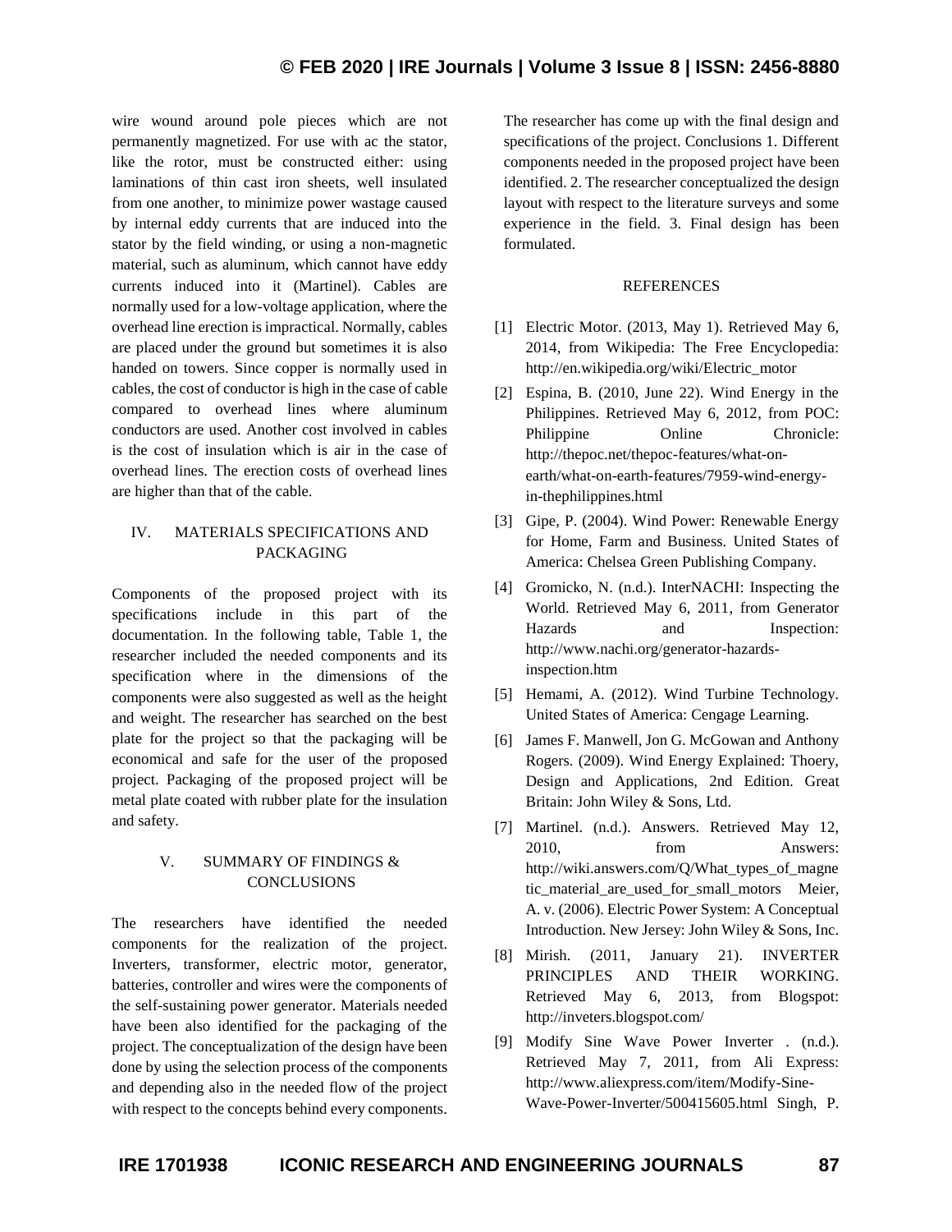wire wound around pole pieces which are not permanently magnetized. For use with ac the stator, like the rotor, must be constructed either: using laminations of thin cast iron sheets, well insulated from one another, to minimize power wastage caused by internal eddy currents that are induced into the stator by the field winding, or using a non-magnetic material, such as aluminum, which cannot have eddy currents induced into it (Martinel). Cables are normally used for a low-voltage application, where the overhead line erection is impractical. Normally, cables are placed under the ground but sometimes it is also handed on towers. Since copper is normally used in cables, the cost of conductor is high in the case of cable compared to overhead lines where aluminum conductors are used. Another cost involved in cables is the cost of insulation which is air in the case of overhead lines. The erection costs of overhead lines are higher than that of the cable.

## IV. MATERIALS SPECIFICATIONS AND PACKAGING

Components of the proposed project with its specifications include in this part of the documentation. In the following table, Table 1, the researcher included the needed components and its specification where in the dimensions of the components were also suggested as well as the height and weight. The researcher has searched on the best plate for the project so that the packaging will be economical and safe for the user of the proposed project. Packaging of the proposed project will be metal plate coated with rubber plate for the insulation and safety.

## V. SUMMARY OF FINDINGS & CONCLUSIONS

The researchers have identified the needed components for the realization of the project. Inverters, transformer, electric motor, generator, batteries, controller and wires were the components of the self-sustaining power generator. Materials needed have been also identified for the packaging of the project. The conceptualization of the design have been done by using the selection process of the components and depending also in the needed flow of the project with respect to the concepts behind every components. The researcher has come up with the final design and specifications of the project. Conclusions 1. Different components needed in the proposed project have been identified. 2. The researcher conceptualized the design layout with respect to the literature surveys and some experience in the field. 3. Final design has been formulated.

## REFERENCES

[1] Electric Motor. (2013, May 1). Retrieved May 6, 2014, from Wikipedia: The Free Encyclopedia: http://en.wikipedia.org/wiki/Electric_motor

[2] Espina, B. (2010, June 22). Wind Energy in the Philippines. Retrieved May 6, 2012, from POC: Philippine Online Chronicle: http://thepoc.net/thepoc-features/what-on-earth/what-on-earth-features/7959-wind-energy-in-thephilippines.html

[3] Gipe, P. (2004). Wind Power: Renewable Energy for Home, Farm and Business. United States of America: Chelsea Green Publishing Company.

[4] Gromicko, N. (n.d.). InterNACHI: Inspecting the World. Retrieved May 6, 2011, from Generator Hazards and Inspection: http://www.nachi.org/generator-hazards-inspection.htm

[5] Hemami, A. (2012). Wind Turbine Technology. United States of America: Cengage Learning.

[6] James F. Manwell, Jon G. McGowan and Anthony Rogers. (2009). Wind Energy Explained: Thoery, Design and Applications, 2nd Edition. Great Britain: John Wiley & Sons, Ltd.

[7] Martinel. (n.d.). Answers. Retrieved May 12, 2010, from Answers: http://wiki.answers.com/Q/What_types_of_magnetic_material_are_used_for_small_motors Meier, A. v. (2006). Electric Power System: A Conceptual Introduction. New Jersey: John Wiley & Sons, Inc.

[8] Mirish. (2011, January 21). INVERTER PRINCIPLES AND THEIR WORKING. Retrieved May 6, 2013, from Blogspot: http://inveters.blogspot.com/

[9] Modify Sine Wave Power Inverter . (n.d.). Retrieved May 7, 2011, from Ali Express: http://www.aliexpress.com/item/Modify-Sine-Wave-Power-Inverter/500415605.html Singh, P.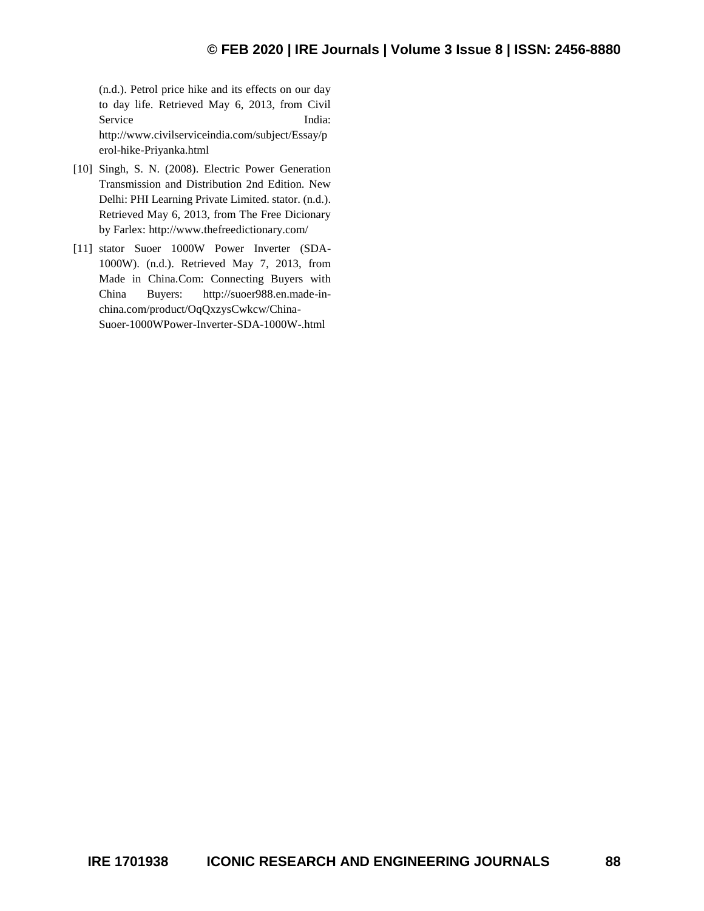(n.d.). Petrol price hike and its effects on our day to day life. Retrieved May 6, 2013, from Civil Service India: http://www.civilserviceindia.com/subject/Essay/perol-hike-Priyanka.html

[10] Singh, S. N. (2008). Electric Power Generation Transmission and Distribution 2nd Edition. New Delhi: PHI Learning Private Limited. stator. (n.d.). Retrieved May 6, 2013, from The Free Dicionary by Farlex: http://www.thefreedictionary.com/

[11] stator Suoer 1000W Power Inverter (SDA-1000W). (n.d.). Retrieved May 7, 2013, from Made in China.Com: Connecting Buyers with China Buyers: http://suoer988.en.made-in-china.com/product/OqQxzysCwkcw/China-Suoer-1000WPower-Inverter-SDA-1000W-.html